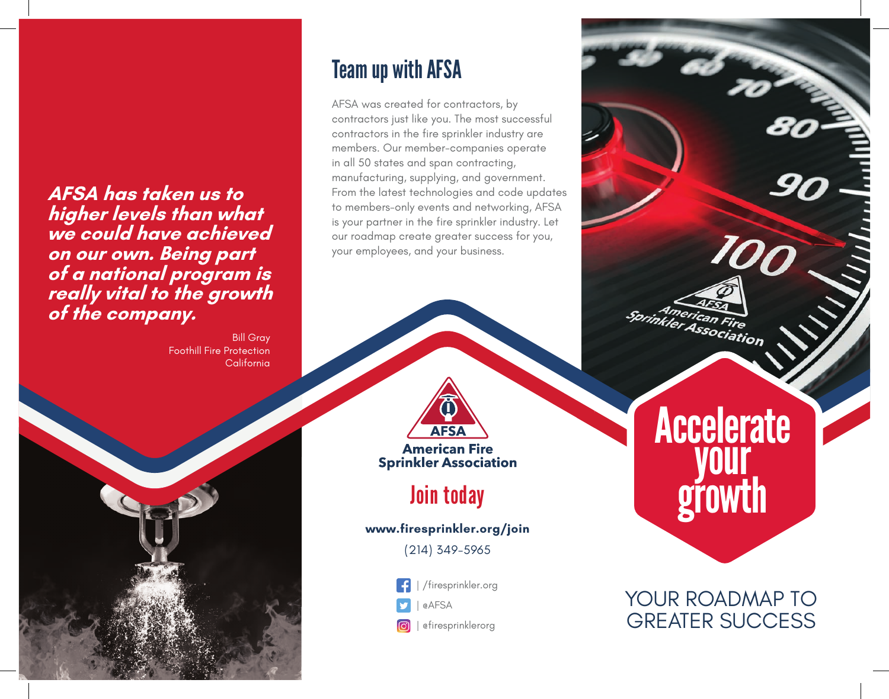*AFSA has taken us to higher levels than what we could have achieved on our own. Being part of a national program is really vital to the growth of the company.*

Bill Gray
Foothill Fire Protection
California

## Team up with AFSA

AFSA was created for contractors, by contractors just like you. The most successful contractors in the fire sprinkler industry are members. Our member-companies operate in all 50 states and span contracting, manufacturing, supplying, and government. From the latest technologies and code updates to members-only events and networking, AFSA is your partner in the fire sprinkler industry. Let our roadmap create greater success for you, your employees, and your business.

**AFSA**
**American Fire Sprinkler Association**

## Join today

**www.firesprinkler.org/join**

(214) 349-5965

| /firesprinkler.org

| @AFSA

| @firesprinklerorg

# Accelerate your growth

YOUR ROADMAP TO GREATER SUCCESS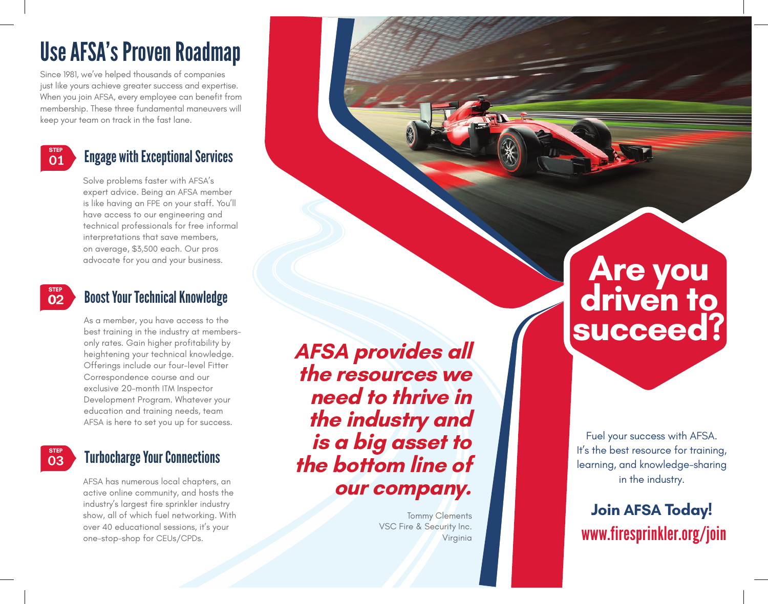# Use AFSA's Proven Roadmap

Since 1981, we've helped thousands of companies just like yours achieve greater success and expertise. When you join AFSA, every employee can benefit from membership. These three fundamental maneuvers will keep your team on track in the fast lane.

## STEP 01 Engage with Exceptional Services

Solve problems faster with AFSA's expert advice. Being an AFSA member is like having an FPE on your staff. You'll have access to our engineering and technical professionals for free informal interpretations that save members, on average, $3,500 each. Our pros advocate for you and your business.

## STEP 02 Boost Your Technical Knowledge

As a member, you have access to the best training in the industry at members-only rates. Gain higher profitability by heightening your technical knowledge. Offerings include our four-level Fitter Correspondence course and our exclusive 20-month ITM Inspector Development Program. Whatever your education and training needs, team AFSA is here to set you up for success.

## STEP 03 Turbocharge Your Connections

AFSA has numerous local chapters, an active online community, and hosts the industry's largest fire sprinkler industry show, all of which fuel networking. With over 40 educational sessions, it's your one-stop-shop for CEUs/CPDs.

***AFSA provides all the resources we need to thrive in the industry and is a big asset to the bottom line of our company.***

Tommy Clements
VSC Fire & Security Inc.
Virginia

# Are you driven to succeed?

Fuel your success with AFSA. It's the best resource for training, learning, and knowledge-sharing in the industry.

**Join AFSA Today!**
www.firesprinkler.org/join